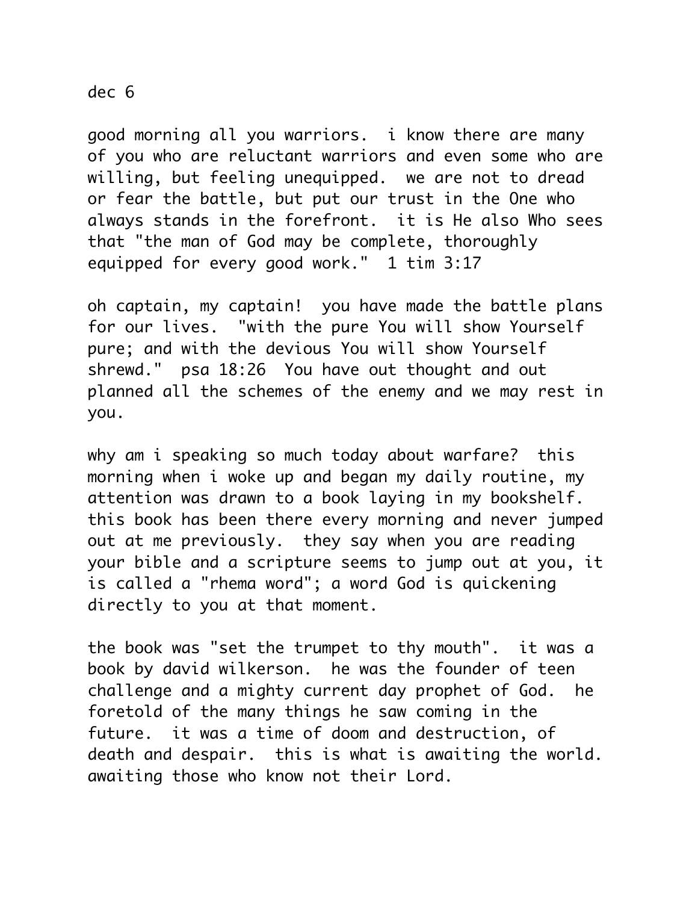dec 6

good morning all you warriors.  i know there are many of you who are reluctant warriors and even some who are willing, but feeling unequipped.  we are not to dread or fear the battle, but put our trust in the One who always stands in the forefront.  it is He also Who sees that "the man of God may be complete, thoroughly equipped for every good work."  1 tim 3:17

oh captain, my captain!  you have made the battle plans for our lives.  "with the pure You will show Yourself pure; and with the devious You will show Yourself shrewd."  psa 18:26  You have out thought and out planned all the schemes of the enemy and we may rest in you.

why am i speaking so much today about warfare?  this morning when i woke up and began my daily routine, my attention was drawn to a book laying in my bookshelf. this book has been there every morning and never jumped out at me previously.  they say when you are reading your bible and a scripture seems to jump out at you, it is called a "rhema word"; a word God is quickening directly to you at that moment.

the book was "set the trumpet to thy mouth".  it was a book by david wilkerson.  he was the founder of teen challenge and a mighty current day prophet of God.  he foretold of the many things he saw coming in the future.  it was a time of doom and destruction, of death and despair.  this is what is awaiting the world. awaiting those who know not their Lord.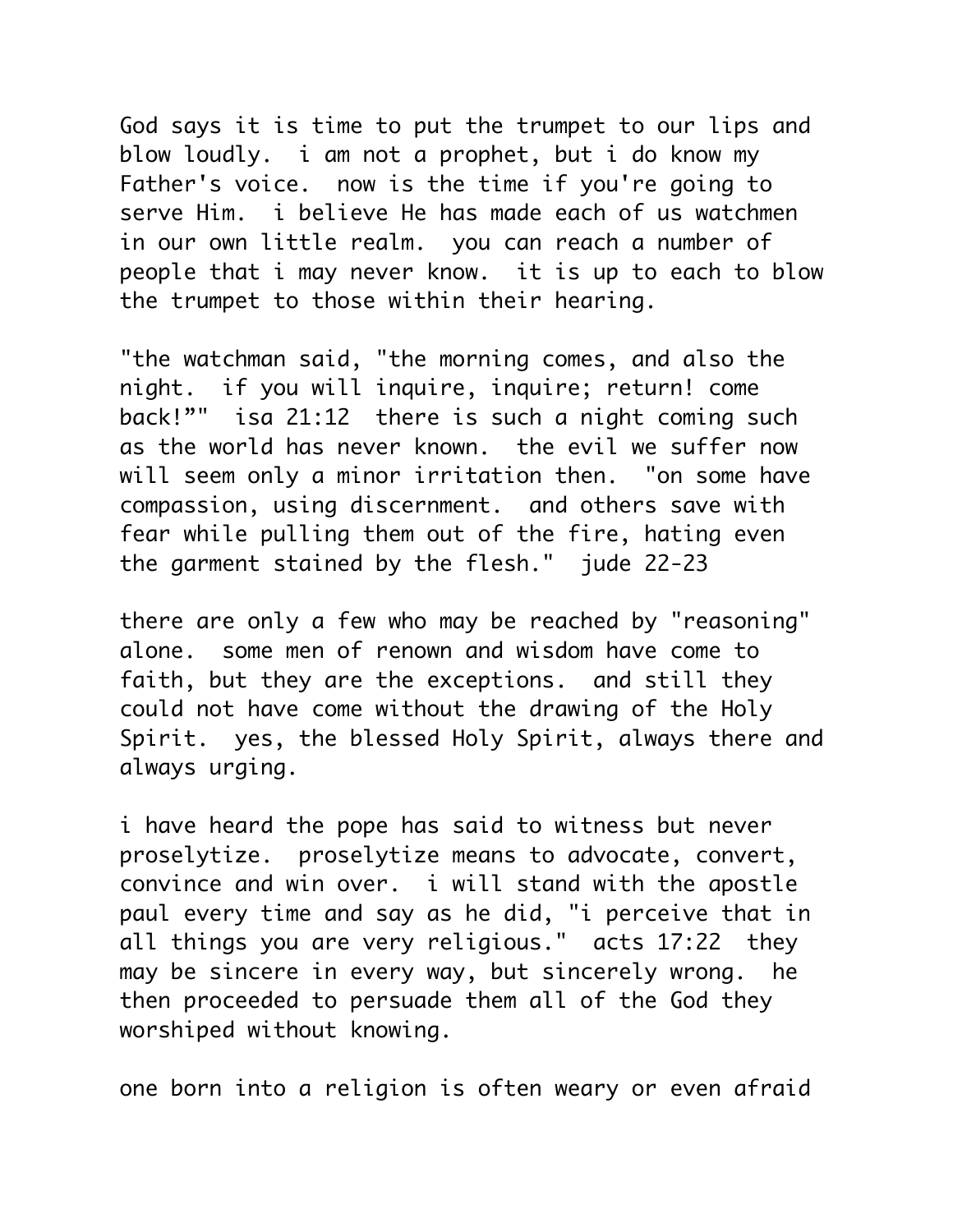God says it is time to put the trumpet to our lips and blow loudly. i am not a prophet, but i do know my Father's voice. now is the time if you're going to serve Him. i believe He has made each of us watchmen in our own little realm. you can reach a number of people that i may never know. it is up to each to blow the trumpet to those within their hearing.

"the watchman said, "the morning comes, and also the night. if you will inquire, inquire; return! come back!"" isa 21:12 there is such a night coming such as the world has never known. the evil we suffer now will seem only a minor irritation then. "on some have compassion, using discernment. and others save with fear while pulling them out of the fire, hating even the garment stained by the flesh." jude 22-23

there are only a few who may be reached by "reasoning" alone. some men of renown and wisdom have come to faith, but they are the exceptions. and still they could not have come without the drawing of the Holy Spirit. yes, the blessed Holy Spirit, always there and always urging.

i have heard the pope has said to witness but never proselytize. proselytize means to advocate, convert, convince and win over. i will stand with the apostle paul every time and say as he did, "i perceive that in all things you are very religious." acts 17:22 they may be sincere in every way, but sincerely wrong. he then proceeded to persuade them all of the God they worshiped without knowing.

one born into a religion is often weary or even afraid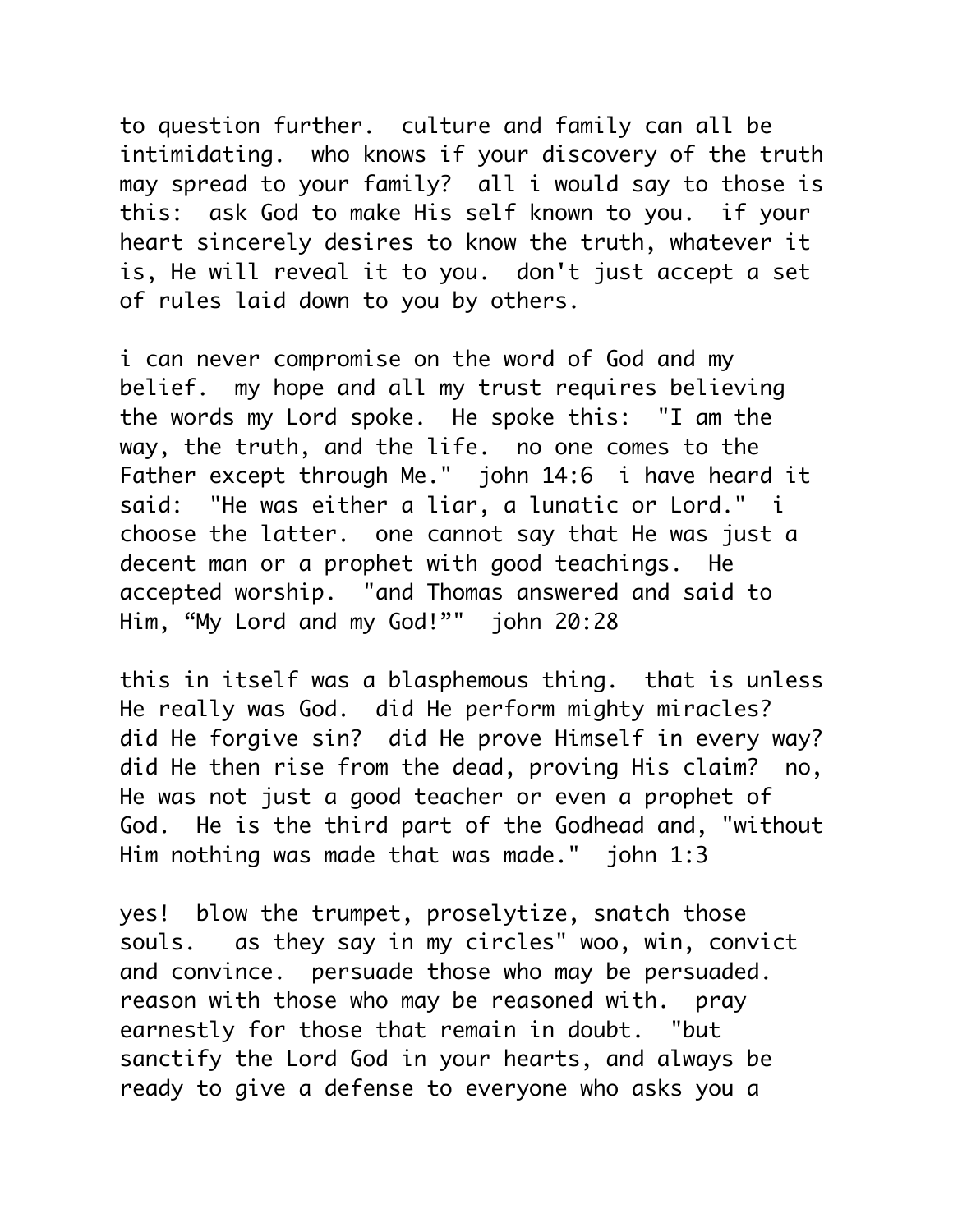to question further.  culture and family can all be intimidating.  who knows if your discovery of the truth may spread to your family?  all i would say to those is this:  ask God to make His self known to you.  if your heart sincerely desires to know the truth, whatever it is, He will reveal it to you.  don't just accept a set of rules laid down to you by others.

i can never compromise on the word of God and my belief.  my hope and all my trust requires believing the words my Lord spoke.  He spoke this:  "I am the way, the truth, and the life.  no one comes to the Father except through Me."  john 14:6  i have heard it said:  "He was either a liar, a lunatic or Lord."  i choose the latter.  one cannot say that He was just a decent man or a prophet with good teachings.  He accepted worship.  "and Thomas answered and said to Him, “My Lord and my God!”"  john 20:28

this in itself was a blasphemous thing.  that is unless He really was God.  did He perform mighty miracles?  did He forgive sin?  did He prove Himself in every way?  did He then rise from the dead, proving His claim?  no, He was not just a good teacher or even a prophet of God.  He is the third part of the Godhead and, "without Him nothing was made that was made."  john 1:3

yes!  blow the trumpet, proselytize, snatch those souls.   as they say in my circles" woo, win, convict and convince.  persuade those who may be persuaded.  reason with those who may be reasoned with.  pray earnestly for those that remain in doubt.  "but sanctify the Lord God in your hearts, and always be ready to give a defense to everyone who asks you a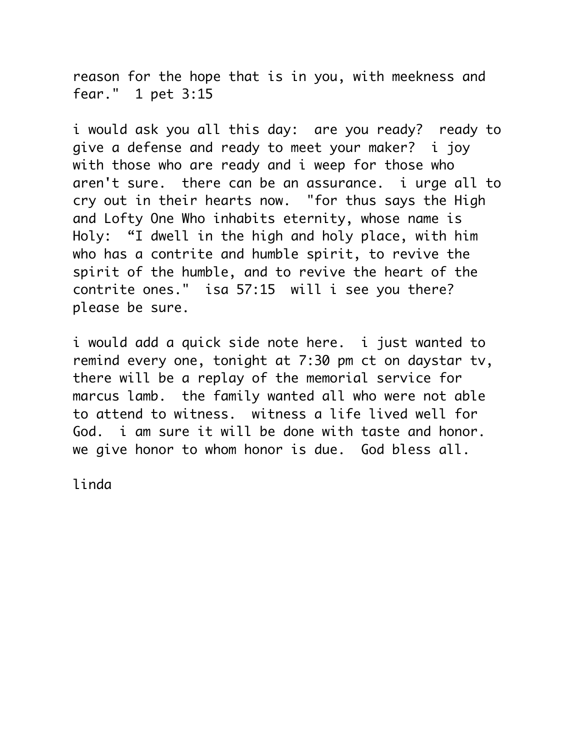reason for the hope that is in you, with meekness and fear."  1 pet 3:15

i would ask you all this day:  are you ready?  ready to give a defense and ready to meet your maker?  i joy with those who are ready and i weep for those who aren't sure.  there can be an assurance.  i urge all to cry out in their hearts now.  "for thus says the High and Lofty One Who inhabits eternity, whose name is Holy:  “I dwell in the high and holy place, with him who has a contrite and humble spirit, to revive the spirit of the humble, and to revive the heart of the contrite ones."  isa 57:15  will i see you there?  please be sure.

i would add a quick side note here.  i just wanted to remind every one, tonight at 7:30 pm ct on daystar tv, there will be a replay of the memorial service for marcus lamb.  the family wanted all who were not able to attend to witness.  witness a life lived well for God.  i am sure it will be done with taste and honor.  we give honor to whom honor is due.  God bless all.

linda